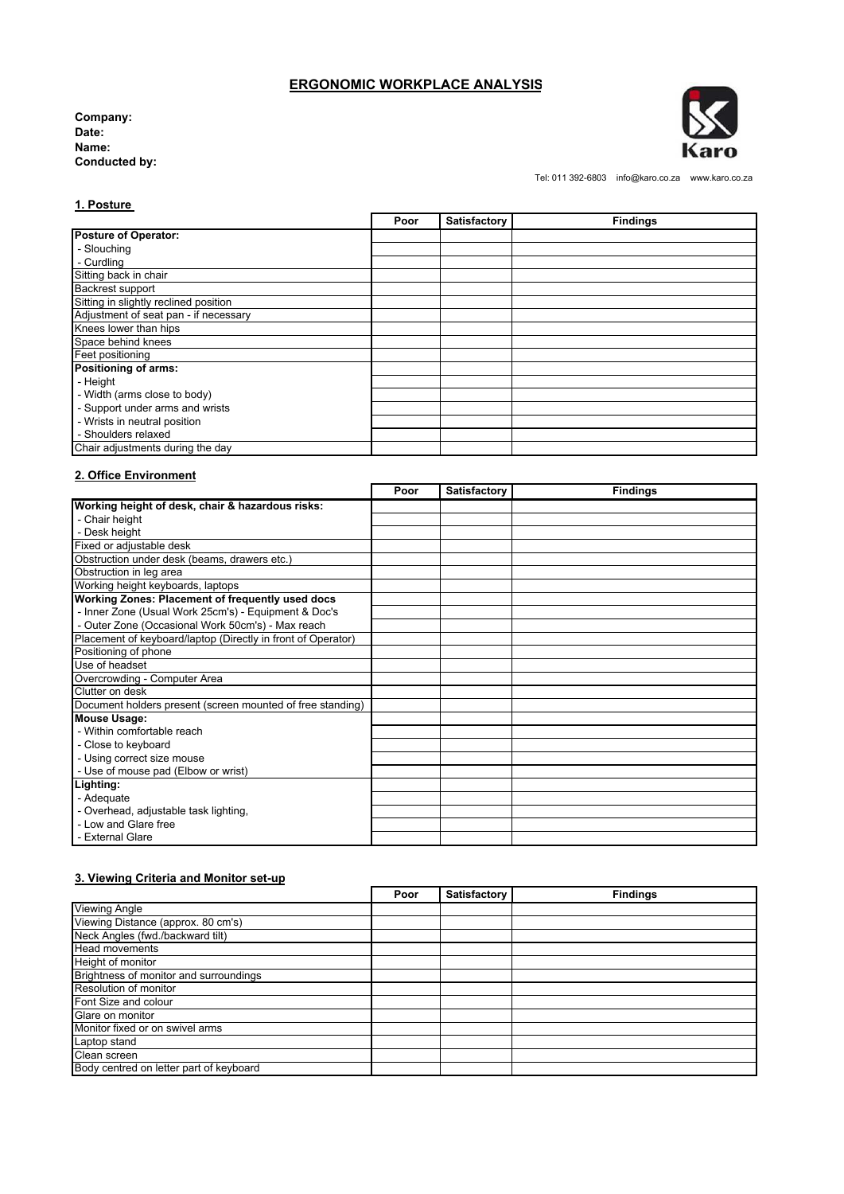# ERGONOMIC WORKPLACE ANALYSIS

**Company:**
**Date:**
**Name:**
**Conducted by:**

Karo

Tel: 011 392-6803 info@karo.co.za www.karo.co.za

## 1. Posture

| | Poor | Satisfactory | Findings |
|---|---|---|---|
| **Posture of Operator:** | | | |
| - Slouching | | | |
| - Curdling | | | |
| Sitting back in chair | | | |
| Backrest support | | | |
| Sitting in slightly reclined position | | | |
| Adjustment of seat pan - if necessary | | | |
| Knees lower than hips | | | |
| Space behind knees | | | |
| Feet positioning | | | |
| **Positioning of arms:** | | | |
| - Height | | | |
| - Width (arms close to body) | | | |
| - Support under arms and wrists | | | |
| - Wrists in neutral position | | | |
| - Shoulders relaxed | | | |
| Chair adjustments during the day | | | |

## 2. Office Environment

| | Poor | Satisfactory | Findings |
|---|---|---|---|
| **Working height of desk, chair & hazardous risks:** | | | |
| - Chair height | | | |
| - Desk height | | | |
| Fixed or adjustable desk | | | |
| Obstruction under desk (beams, drawers etc.) | | | |
| Obstruction in leg area | | | |
| Working height keyboards, laptops | | | |
| **Working Zones: Placement of frequently used docs** | | | |
| - Inner Zone (Usual Work 25cm's) - Equipment & Doc's | | | |
| - Outer Zone (Occasional Work 50cm's) - Max reach | | | |
| Placement of keyboard/laptop (Directly in front of Operator) | | | |
| Positioning of phone | | | |
| Use of headset | | | |
| Overcrowding - Computer Area | | | |
| Clutter on desk | | | |
| Document holders present (screen mounted of free standing) | | | |
| **Mouse Usage:** | | | |
| - Within comfortable reach | | | |
| - Close to keyboard | | | |
| - Using correct size mouse | | | |
| - Use of mouse pad (Elbow or wrist) | | | |
| **Lighting:** | | | |
| - Adequate | | | |
| - Overhead, adjustable task lighting, | | | |
| - Low and Glare free | | | |
| - External Glare | | | |

## 3. Viewing Criteria and Monitor set-up

| | Poor | Satisfactory | Findings |
|---|---|---|---|
| Viewing Angle | | | |
| Viewing Distance (approx. 80 cm's) | | | |
| Neck Angles (fwd./backward tilt) | | | |
| Head movements | | | |
| Height of monitor | | | |
| Brightness of monitor and surroundings | | | |
| Resolution of monitor | | | |
| Font Size and colour | | | |
| Glare on monitor | | | |
| Monitor fixed or on swivel arms | | | |
| Laptop stand | | | |
| Clean screen | | | |
| Body centred on letter part of keyboard | | | |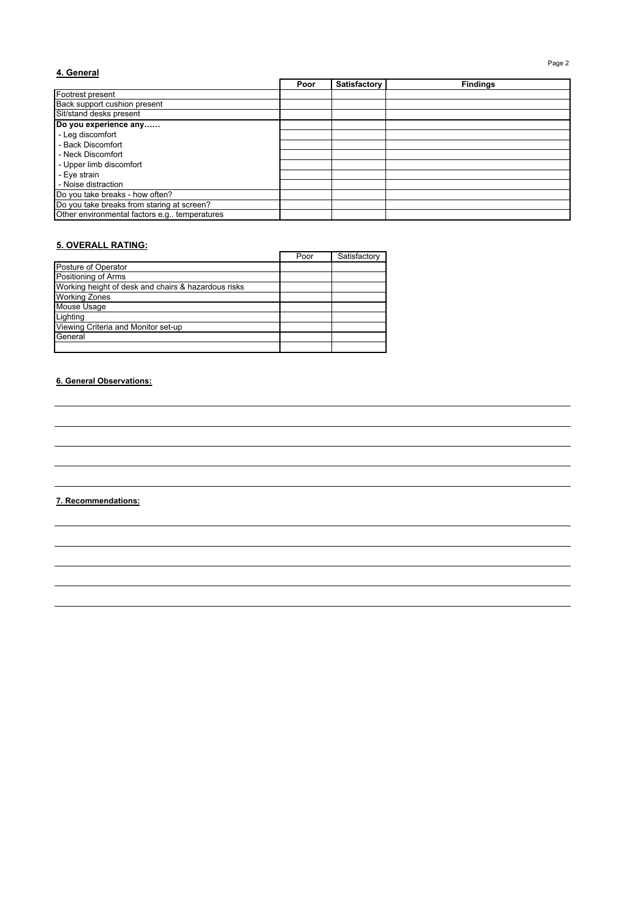## 4. General

| | Poor | Satisfactory | Findings |
|---|---|---|---|
| Footrest present | | | |
| Back support cushion present | | | |
| Sit/stand desks present | | | |
| **Do you experience any……** | | | |
| - Leg discomfort | | | |
| - Back Discomfort | | | |
| - Neck Discomfort | | | |
| - Upper limb discomfort | | | |
| - Eye strain | | | |
| - Noise distraction | | | |
| Do you take breaks - how often? | | | |
| Do you take breaks from staring at screen? | | | |
| Other environmental factors e.g.. temperatures | | | |

## 5. OVERALL RATING:

| | Poor | Satisfactory |
|---|---|---|
| Posture of Operator | | |
| Positioning of Arms | | |
| Working height of desk and chairs & hazardous risks | | |
| Working Zones | | |
| Mouse Usage | | |
| Lighting | | |
| Viewing Criteria and Monitor set-up | | |
| General | | |
| | | |

## 6. General Observations:

## 7. Recommendations: